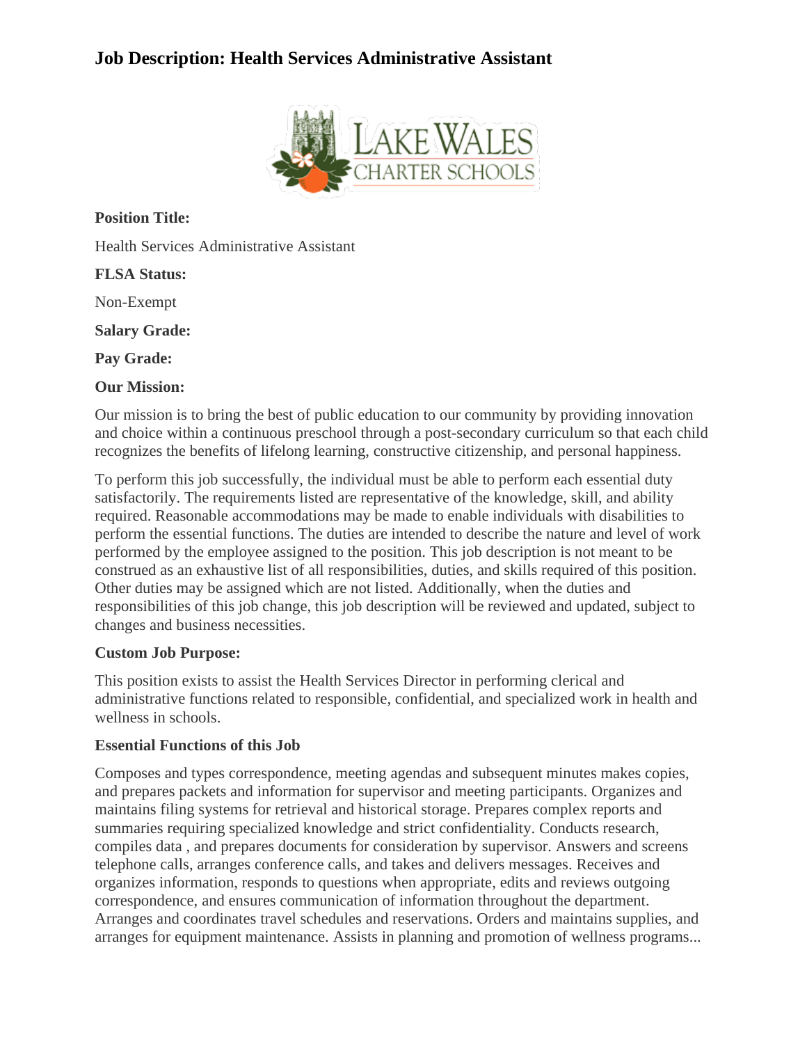# Job Description: Health Services Administrative Assistant

**Position Title:**

Health Services Administrative Assistant

**FLSA Status:**

Non-Exempt

**Salary Grade:**

**Pay Grade:**

**Our Mission:**

Our mission is to bring the best of public education to our community by providing innovation and choice within a continuous preschool through a post-secondary curriculum so that each child recognizes the benefits of lifelong learning, constructive citizenship, and personal happiness.

To perform this job successfully, the individual must be able to perform each essential duty satisfactorily. The requirements listed are representative of the knowledge, skill, and ability required. Reasonable accommodations may be made to enable individuals with disabilities to perform the essential functions. The duties are intended to describe the nature and level of work performed by the employee assigned to the position. This job description is not meant to be construed as an exhaustive list of all responsibilities, duties, and skills required of this position. Other duties may be assigned which are not listed. Additionally, when the duties and responsibilities of this job change, this job description will be reviewed and updated, subject to changes and business necessities.

**Custom Job Purpose:**

This position exists to assist the Health Services Director in performing clerical and administrative functions related to responsible, confidential, and specialized work in health and wellness in schools.

**Essential Functions of this Job**

Composes and types correspondence, meeting agendas and subsequent minutes makes copies, and prepares packets and information for supervisor and meeting participants. Organizes and maintains filing systems for retrieval and historical storage. Prepares complex reports and summaries requiring specialized knowledge and strict confidentiality. Conducts research, compiles data , and prepares documents for consideration by supervisor. Answers and screens telephone calls, arranges conference calls, and takes and delivers messages. Receives and organizes information, responds to questions when appropriate, edits and reviews outgoing correspondence, and ensures communication of information throughout the department. Arranges and coordinates travel schedules and reservations. Orders and maintains supplies, and arranges for equipment maintenance. Assists in planning and promotion of wellness programs...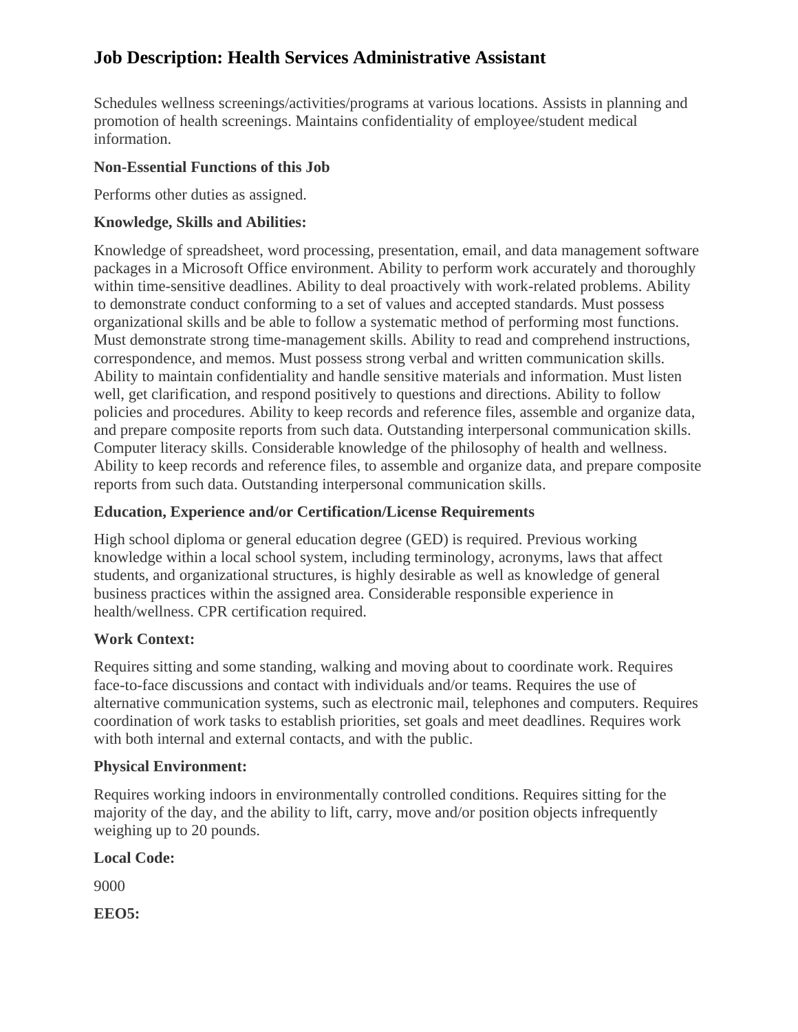# Job Description: Health Services Administrative Assistant

Schedules wellness screenings/activities/programs at various locations. Assists in planning and promotion of health screenings. Maintains confidentiality of employee/student medical information.

**Non-Essential Functions of this Job**

Performs other duties as assigned.

**Knowledge, Skills and Abilities:**

Knowledge of spreadsheet, word processing, presentation, email, and data management software packages in a Microsoft Office environment. Ability to perform work accurately and thoroughly within time-sensitive deadlines. Ability to deal proactively with work-related problems. Ability to demonstrate conduct conforming to a set of values and accepted standards. Must possess organizational skills and be able to follow a systematic method of performing most functions. Must demonstrate strong time-management skills. Ability to read and comprehend instructions, correspondence, and memos. Must possess strong verbal and written communication skills. Ability to maintain confidentiality and handle sensitive materials and information. Must listen well, get clarification, and respond positively to questions and directions. Ability to follow policies and procedures. Ability to keep records and reference files, assemble and organize data, and prepare composite reports from such data. Outstanding interpersonal communication skills. Computer literacy skills. Considerable knowledge of the philosophy of health and wellness. Ability to keep records and reference files, to assemble and organize data, and prepare composite reports from such data. Outstanding interpersonal communication skills.

**Education, Experience and/or Certification/License Requirements**

High school diploma or general education degree (GED) is required. Previous working knowledge within a local school system, including terminology, acronyms, laws that affect students, and organizational structures, is highly desirable as well as knowledge of general business practices within the assigned area. Considerable responsible experience in health/wellness. CPR certification required.

**Work Context:**

Requires sitting and some standing, walking and moving about to coordinate work. Requires face-to-face discussions and contact with individuals and/or teams. Requires the use of alternative communication systems, such as electronic mail, telephones and computers. Requires coordination of work tasks to establish priorities, set goals and meet deadlines. Requires work with both internal and external contacts, and with the public.

**Physical Environment:**

Requires working indoors in environmentally controlled conditions. Requires sitting for the majority of the day, and the ability to lift, carry, move and/or position objects infrequently weighing up to 20 pounds.

**Local Code:**

9000

**EEO5:**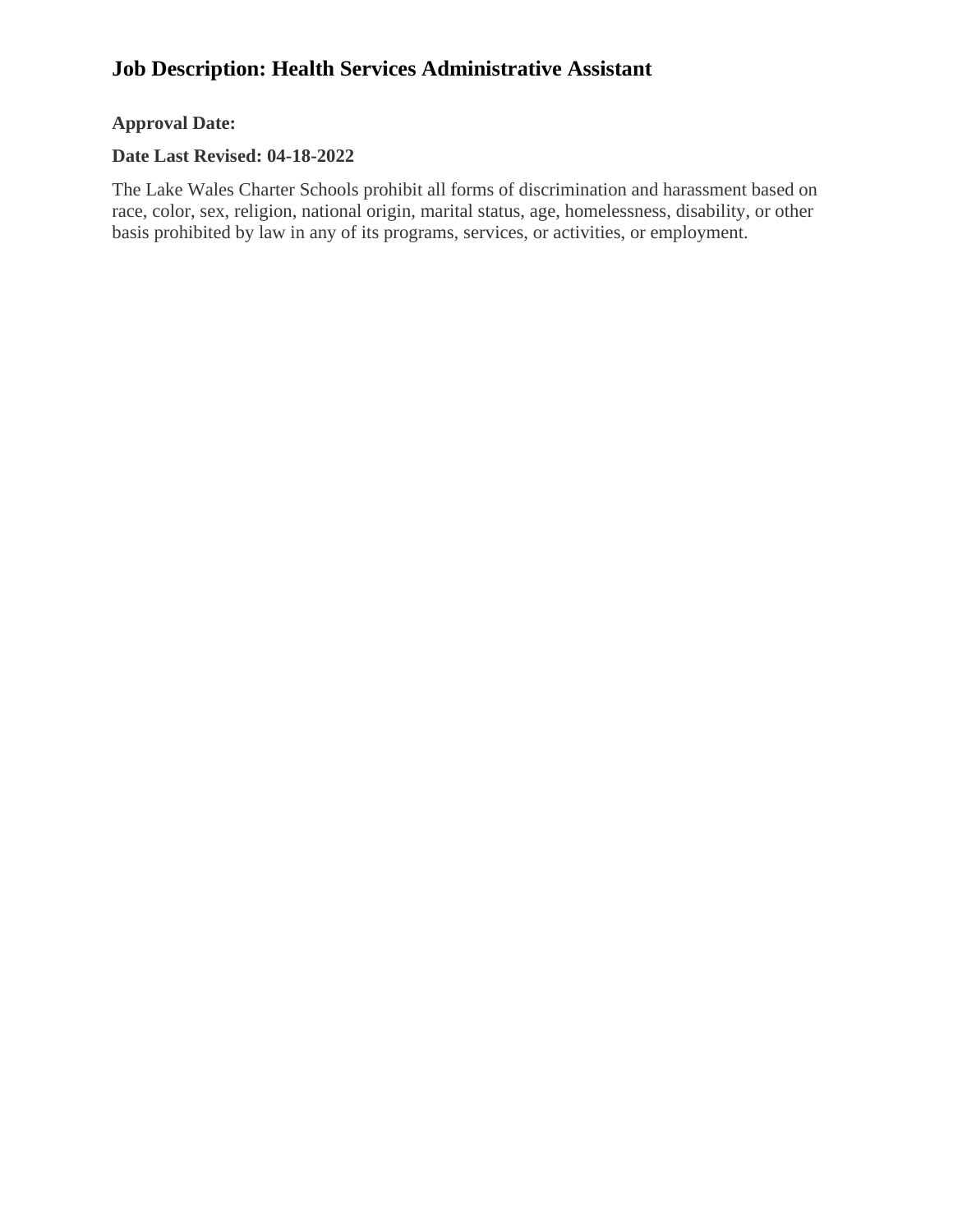## Job Description: Health Services Administrative Assistant

**Approval Date:**

**Date Last Revised: 04-18-2022**

The Lake Wales Charter Schools prohibit all forms of discrimination and harassment based on race, color, sex, religion, national origin, marital status, age, homelessness, disability, or other basis prohibited by law in any of its programs, services, or activities, or employment.